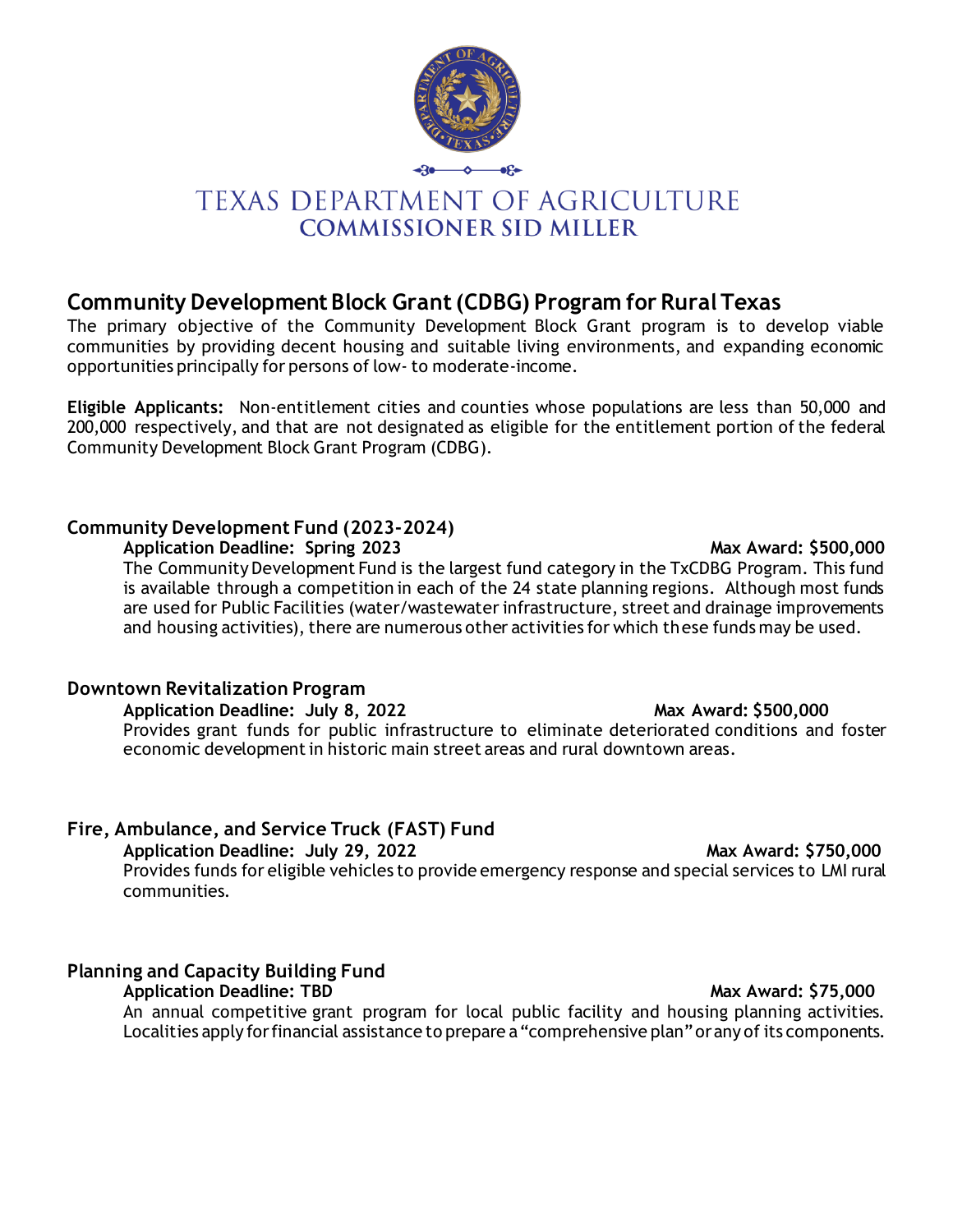# TEXAS DEPARTMENT OF AGRICULTURE
**COMMISSIONER SID MILLER**

## Community Development Block Grant (CDBG) Program for Rural Texas

The primary objective of the Community Development Block Grant program is to develop viable communities by providing decent housing and suitable living environments, and expanding economic opportunities principally for persons of low- to moderate-income.

**Eligible Applicants:** Non-entitlement cities and counties whose populations are less than 50,000 and 200,000 respectively, and that are not designated as eligible for the entitlement portion of the federal Community Development Block Grant Program (CDBG).

### Community Development Fund (2023-2024)

**Application Deadline: Spring 2023** **Max Award: $500,000**

The Community Development Fund is the largest fund category in the TxCDBG Program. This fund is available through a competition in each of the 24 state planning regions. Although most funds are used for Public Facilities (water/wastewater infrastructure, street and drainage improvements and housing activities), there are numerous other activities for which these funds may be used.

### Downtown Revitalization Program

**Application Deadline: July 8, 2022** **Max Award: $500,000**

Provides grant funds for public infrastructure to eliminate deteriorated conditions and foster economic development in historic main street areas and rural downtown areas.

### Fire, Ambulance, and Service Truck (FAST) Fund

**Application Deadline: July 29, 2022** **Max Award: $750,000**

Provides funds for eligible vehicles to provide emergency response and special services to LMI rural communities.

### Planning and Capacity Building Fund

**Application Deadline: TBD** **Max Award: $75,000**

An annual competitive grant program for local public facility and housing planning activities. Localities apply for financial assistance to prepare a "comprehensive plan" or any of its components.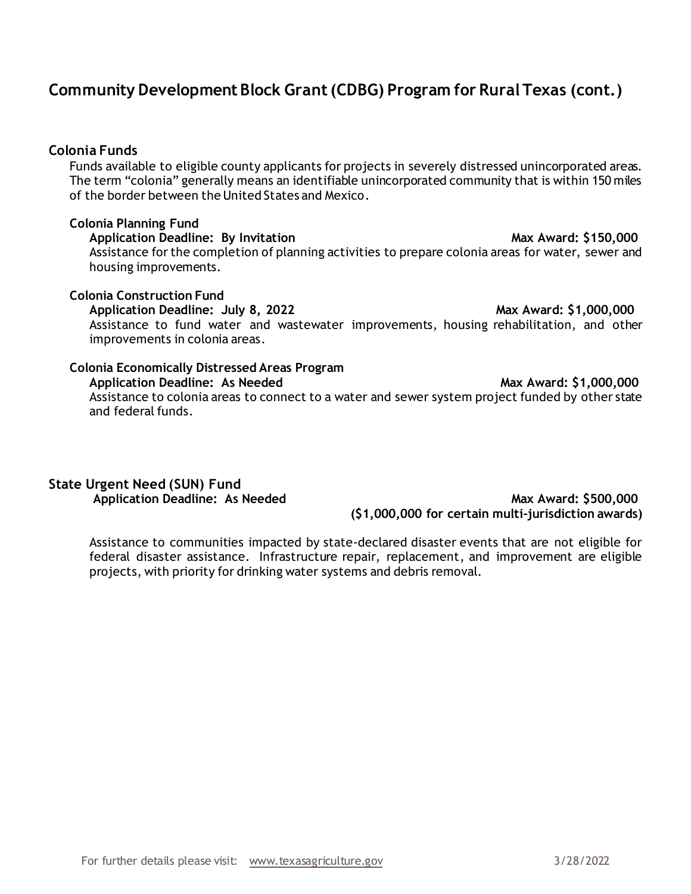# Community Development Block Grant (CDBG) Program for Rural Texas (cont.)

## Colonia Funds

Funds available to eligible county applicants for projects in severely distressed unincorporated areas. The term “colonia” generally means an identifiable unincorporated community that is within 150 miles of the border between the United States and Mexico.

### Colonia Planning Fund

**Application Deadline: By Invitation** **Max Award: $150,000**

Assistance for the completion of planning activities to prepare colonia areas for water, sewer and housing improvements.

### Colonia Construction Fund

**Application Deadline: July 8, 2022** **Max Award: $1,000,000**

Assistance to fund water and wastewater improvements, housing rehabilitation, and other improvements in colonia areas.

### Colonia Economically Distressed Areas Program

**Application Deadline: As Needed** **Max Award: $1,000,000**

Assistance to colonia areas to connect to a water and sewer system project funded by other state and federal funds.

## State Urgent Need (SUN) Fund

**Application Deadline: As Needed** **Max Award: $500,000**
**($1,000,000 for certain multi-jurisdiction awards)**

Assistance to communities impacted by state-declared disaster events that are not eligible for federal disaster assistance. Infrastructure repair, replacement, and improvement are eligible projects, with priority for drinking water systems and debris removal.

For further details please visit: www.texasagriculture.gov 3/28/2022